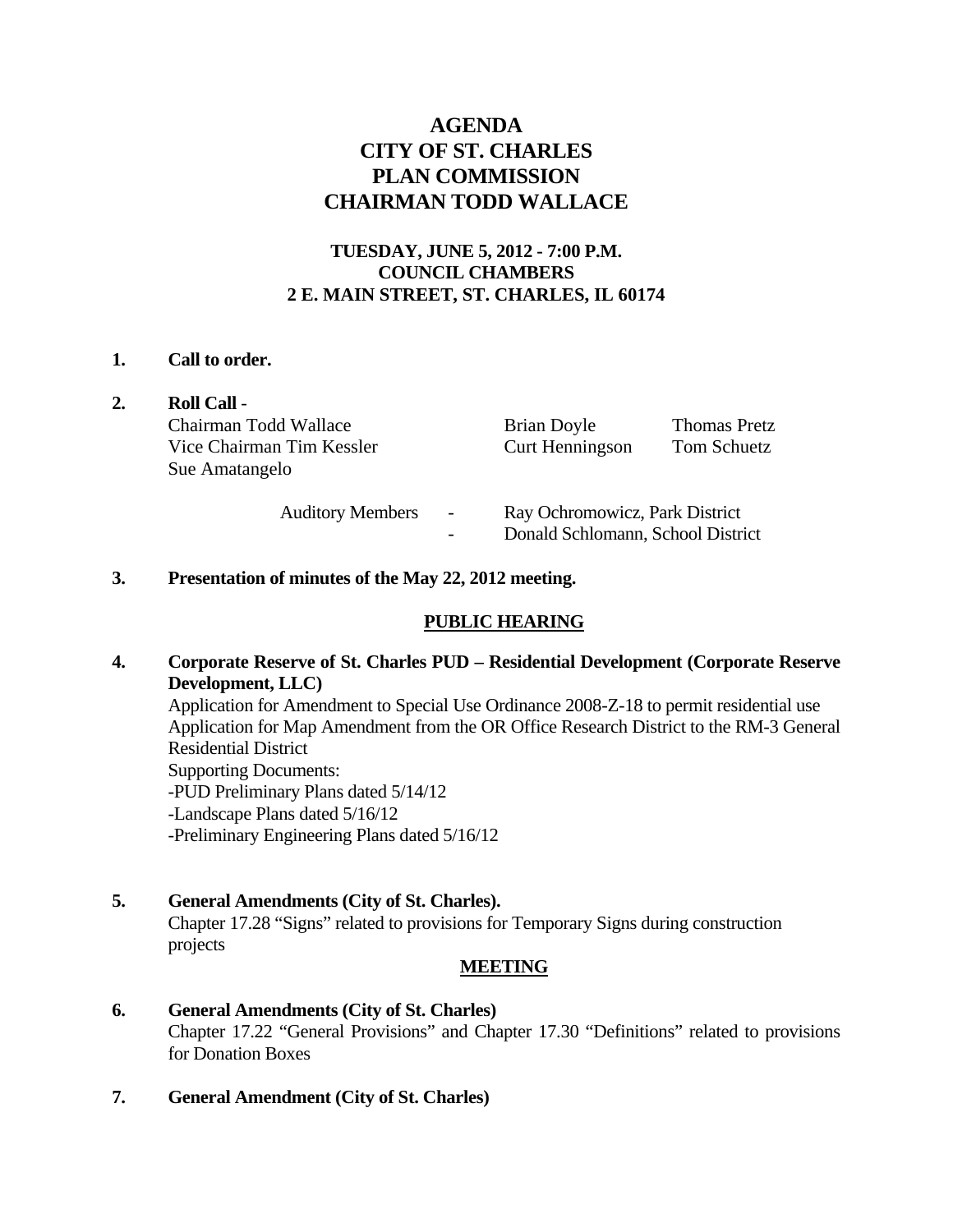# AGENDA
# CITY OF ST. CHARLES
# PLAN COMMISSION
# CHAIRMAN TODD WALLACE

### TUESDAY, JUNE 5, 2012 - 7:00 P.M.
### COUNCIL CHAMBERS
### 2 E. MAIN STREET, ST. CHARLES, IL 60174

**1. Call to order.**

**2. Roll Call** -

| | | |
|---|---|---|
| Chairman Todd Wallace | Brian Doyle | Thomas Pretz |
| Vice Chairman Tim Kessler | Curt Henningson | Tom Schuetz |
| Sue Amatangelo | | |

Auditory Members - Ray Ochromowicz, Park District
- Donald Schlomann, School District

**3. Presentation of minutes of the May 22, 2012 meeting.**

## PUBLIC HEARING

**4. Corporate Reserve of St. Charles PUD – Residential Development (Corporate Reserve Development, LLC)**

Application for Amendment to Special Use Ordinance 2008-Z-18 to permit residential use
Application for Map Amendment from the OR Office Research District to the RM-3 General Residential District
Supporting Documents:
-PUD Preliminary Plans dated 5/14/12
-Landscape Plans dated 5/16/12
-Preliminary Engineering Plans dated 5/16/12

**5. General Amendments (City of St. Charles).**

Chapter 17.28 "Signs" related to provisions for Temporary Signs during construction projects

## MEETING

**6. General Amendments (City of St. Charles)**

Chapter 17.22 "General Provisions" and Chapter 17.30 "Definitions" related to provisions for Donation Boxes

**7. General Amendment (City of St. Charles)**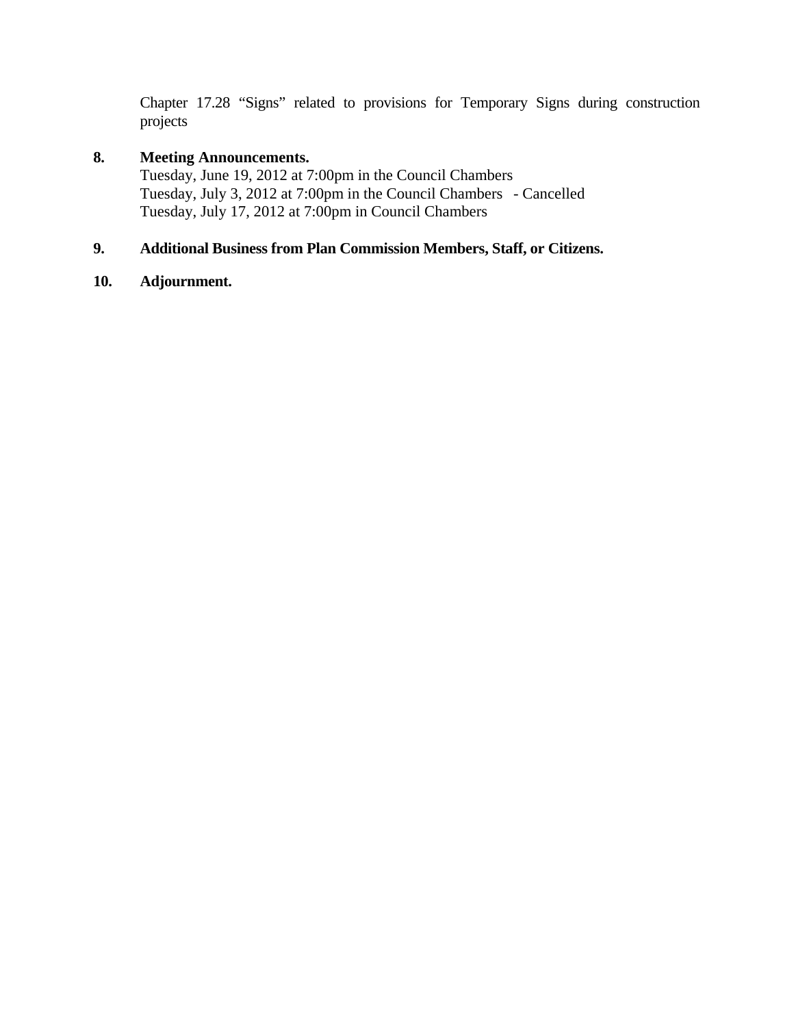Chapter 17.28 "Signs" related to provisions for Temporary Signs during construction projects

**8. Meeting Announcements.**

Tuesday, June 19, 2012 at 7:00pm in the Council Chambers
Tuesday, July 3, 2012 at 7:00pm in the Council Chambers - Cancelled
Tuesday, July 17, 2012 at 7:00pm in Council Chambers

**9. Additional Business from Plan Commission Members, Staff, or Citizens.**

**10. Adjournment.**